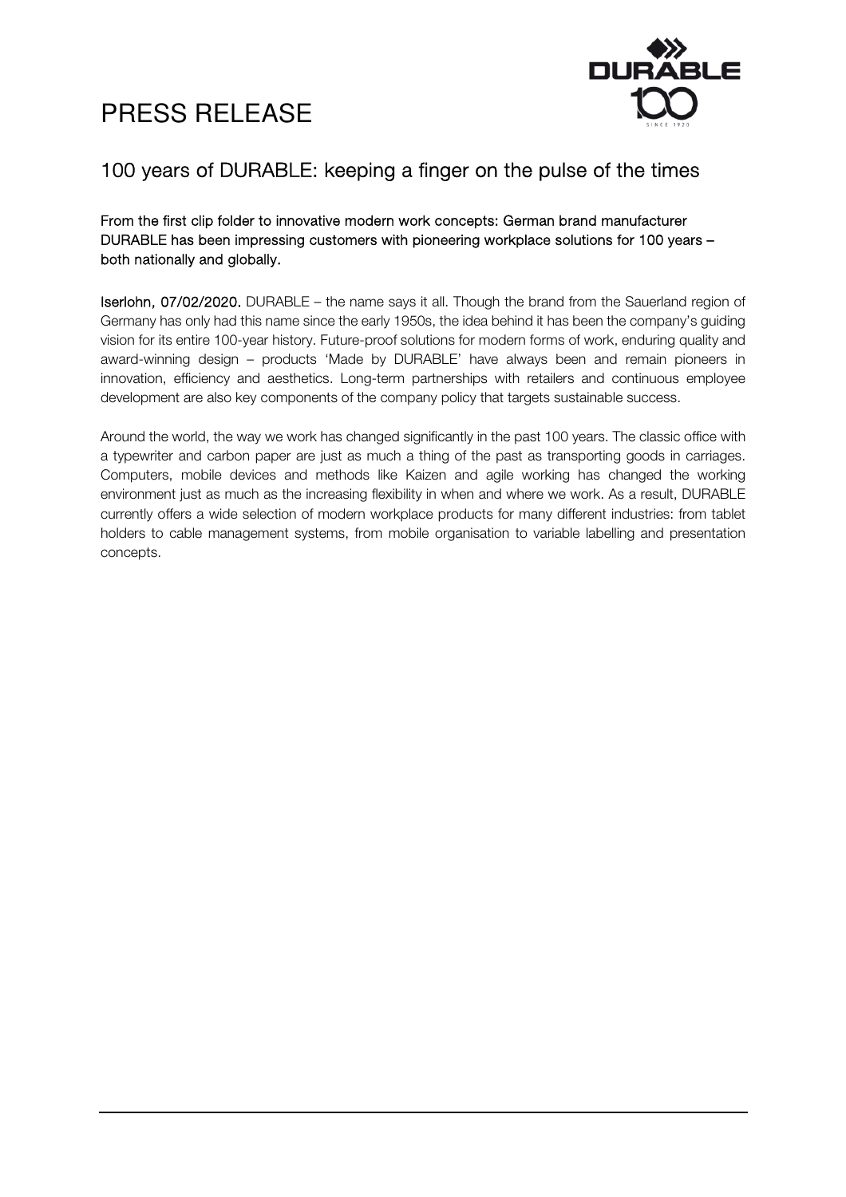# PRESS RELEASE

## 100 years of DURABLE: keeping a finger on the pulse of the times

**From the first clip folder to innovative modern work concepts: German brand manufacturer DURABLE has been impressing customers with pioneering workplace solutions for 100 years – both nationally and globally.**

**Iserlohn, 07/02/2020.** DURABLE – the name says it all. Though the brand from the Sauerland region of Germany has only had this name since the early 1950s, the idea behind it has been the company's guiding vision for its entire 100-year history. Future-proof solutions for modern forms of work, enduring quality and award-winning design – products 'Made by DURABLE' have always been and remain pioneers in innovation, efficiency and aesthetics. Long-term partnerships with retailers and continuous employee development are also key components of the company policy that targets sustainable success.

Around the world, the way we work has changed significantly in the past 100 years. The classic office with a typewriter and carbon paper are just as much a thing of the past as transporting goods in carriages. Computers, mobile devices and methods like Kaizen and agile working has changed the working environment just as much as the increasing flexibility in when and where we work. As a result, DURABLE currently offers a wide selection of modern workplace products for many different industries: from tablet holders to cable management systems, from mobile organisation to variable labelling and presentation concepts.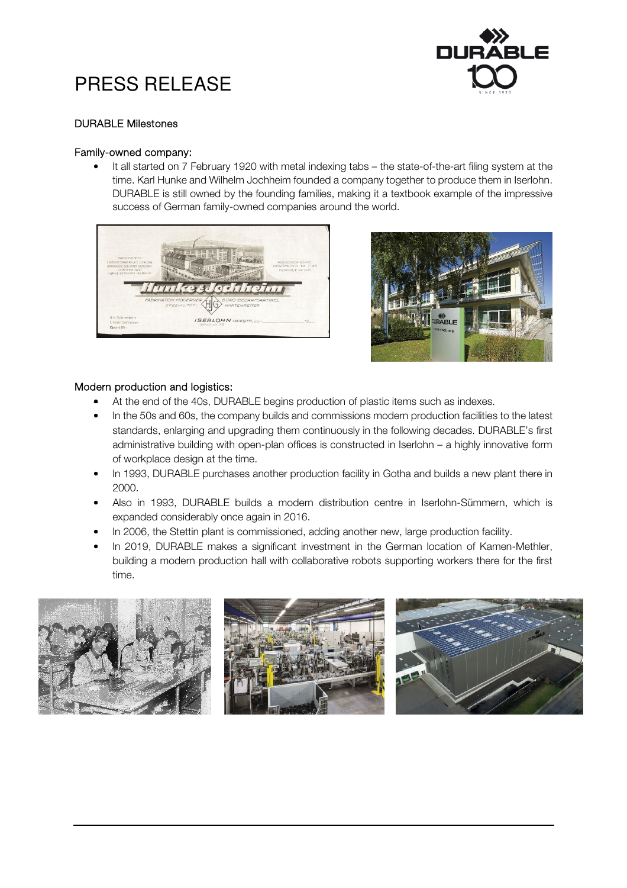# PRESS RELEASE

DURABLE Milestones

## Family-owned company:

- It all started on 7 February 1920 with metal indexing tabs – the state-of-the-art filing system at the time. Karl Hunke and Wilhelm Jochheim founded a company together to produce them in Iserlohn. DURABLE is still owned by the founding families, making it a textbook example of the impressive success of German family-owned companies around the world.

## Modern production and logistics:

- At the end of the 40s, DURABLE begins production of plastic items such as indexes.
- In the 50s and 60s, the company builds and commissions modern production facilities to the latest standards, enlarging and upgrading them continuously in the following decades. DURABLE's first administrative building with open-plan offices is constructed in Iserlohn – a highly innovative form of workplace design at the time.
- In 1993, DURABLE purchases another production facility in Gotha and builds a new plant there in 2000.
- Also in 1993, DURABLE builds a modern distribution centre in Iserlohn-Sümmern, which is expanded considerably once again in 2016.
- In 2006, the Stettin plant is commissioned, adding another new, large production facility.
- In 2019, DURABLE makes a significant investment in the German location of Kamen-Methler, building a modern production hall with collaborative robots supporting workers there for the first time.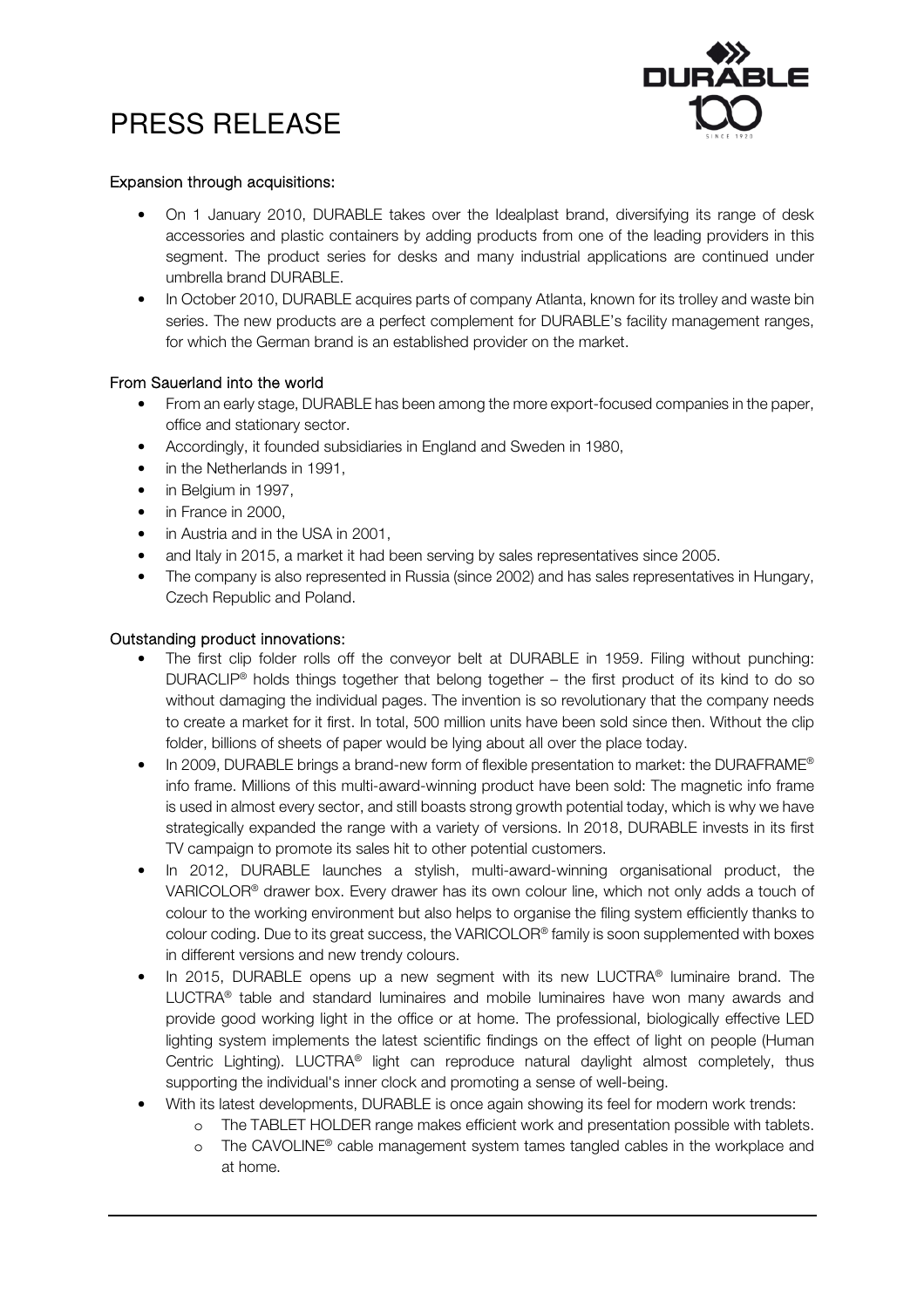# PRESS RELEASE

**Expansion through acquisitions:**

- On 1 January 2010, DURABLE takes over the Idealplast brand, diversifying its range of desk accessories and plastic containers by adding products from one of the leading providers in this segment. The product series for desks and many industrial applications are continued under umbrella brand DURABLE.
- In October 2010, DURABLE acquires parts of company Atlanta, known for its trolley and waste bin series. The new products are a perfect complement for DURABLE's facility management ranges, for which the German brand is an established provider on the market.

**From Sauerland into the world**

- From an early stage, DURABLE has been among the more export-focused companies in the paper, office and stationary sector.
- Accordingly, it founded subsidiaries in England and Sweden in 1980,
- in the Netherlands in 1991,
- in Belgium in 1997,
- in France in 2000,
- in Austria and in the USA in 2001,
- and Italy in 2015, a market it had been serving by sales representatives since 2005.
- The company is also represented in Russia (since 2002) and has sales representatives in Hungary, Czech Republic and Poland.

**Outstanding product innovations:**

- The first clip folder rolls off the conveyor belt at DURABLE in 1959. Filing without punching: DURACLIP® holds things together that belong together – the first product of its kind to do so without damaging the individual pages. The invention is so revolutionary that the company needs to create a market for it first. In total, 500 million units have been sold since then. Without the clip folder, billions of sheets of paper would be lying about all over the place today.
- In 2009, DURABLE brings a brand-new form of flexible presentation to market: the DURAFRAME® info frame. Millions of this multi-award-winning product have been sold: The magnetic info frame is used in almost every sector, and still boasts strong growth potential today, which is why we have strategically expanded the range with a variety of versions. In 2018, DURABLE invests in its first TV campaign to promote its sales hit to other potential customers.
- In 2012, DURABLE launches a stylish, multi-award-winning organisational product, the VARICOLOR® drawer box. Every drawer has its own colour line, which not only adds a touch of colour to the working environment but also helps to organise the filing system efficiently thanks to colour coding. Due to its great success, the VARICOLOR® family is soon supplemented with boxes in different versions and new trendy colours.
- In 2015, DURABLE opens up a new segment with its new LUCTRA® luminaire brand. The LUCTRA® table and standard luminaires and mobile luminaires have won many awards and provide good working light in the office or at home. The professional, biologically effective LED lighting system implements the latest scientific findings on the effect of light on people (Human Centric Lighting). LUCTRA® light can reproduce natural daylight almost completely, thus supporting the individual's inner clock and promoting a sense of well-being.
- With its latest developments, DURABLE is once again showing its feel for modern work trends:
  - The TABLET HOLDER range makes efficient work and presentation possible with tablets.
  - The CAVOLINE® cable management system tames tangled cables in the workplace and at home.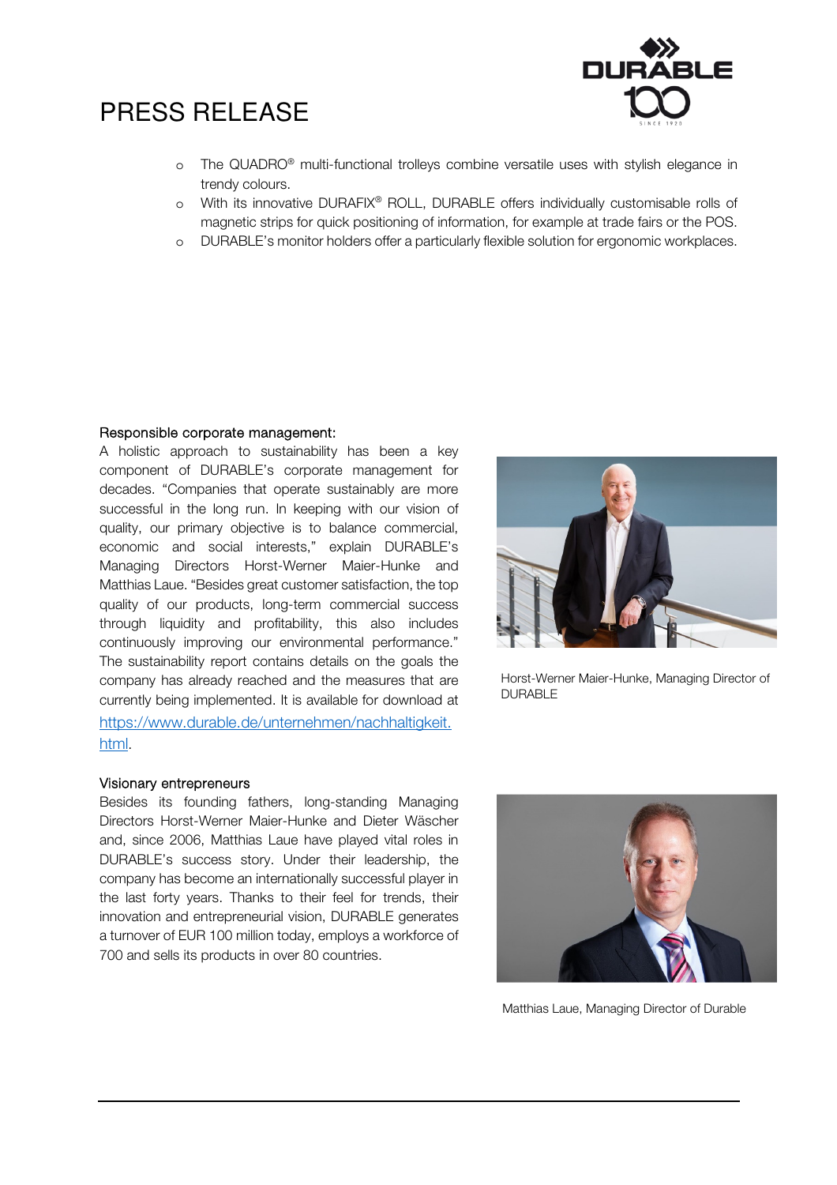- The QUADRO® multi-functional trolleys combine versatile uses with stylish elegance in trendy colours.
- With its innovative DURAFIX® ROLL, DURABLE offers individually customisable rolls of magnetic strips for quick positioning of information, for example at trade fairs or the POS.
- DURABLE's monitor holders offer a particularly flexible solution for ergonomic workplaces.

### Responsible corporate management:

A holistic approach to sustainability has been a key component of DURABLE's corporate management for decades. "Companies that operate sustainably are more successful in the long run. In keeping with our vision of quality, our primary objective is to balance commercial, economic and social interests," explain DURABLE's Managing Directors Horst-Werner Maier-Hunke and Matthias Laue. "Besides great customer satisfaction, the top quality of our products, long-term commercial success through liquidity and profitability, this also includes continuously improving our environmental performance." The sustainability report contains details on the goals the company has already reached and the measures that are currently being implemented. It is available for download at https://www.durable.de/unternehmen/nachhaltigkeit.html.

Horst-Werner Maier-Hunke, Managing Director of DURABLE

### Visionary entrepreneurs

Besides its founding fathers, long-standing Managing Directors Horst-Werner Maier-Hunke and Dieter Wäscher and, since 2006, Matthias Laue have played vital roles in DURABLE's success story. Under their leadership, the company has become an internationally successful player in the last forty years. Thanks to their feel for trends, their innovation and entrepreneurial vision, DURABLE generates a turnover of EUR 100 million today, employs a workforce of 700 and sells its products in over 80 countries.

Matthias Laue, Managing Director of Durable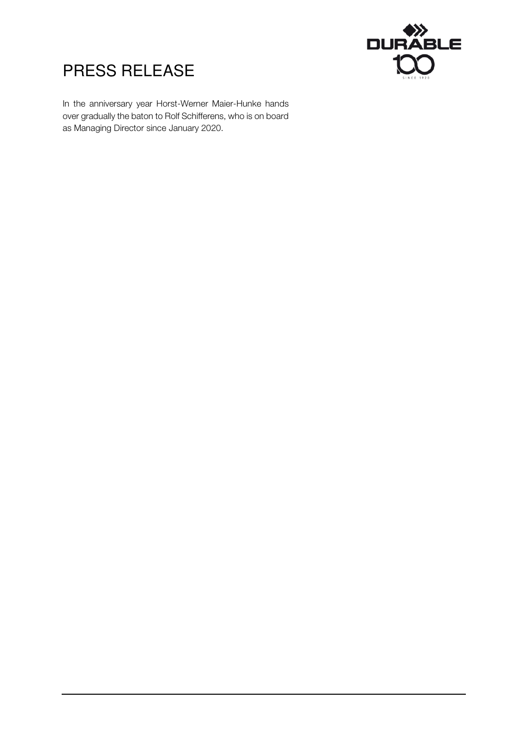# PRESS RELEASE

In the anniversary year Horst-Werner Maier-Hunke hands over gradually the baton to Rolf Schifferens, who is on board as Managing Director since January 2020.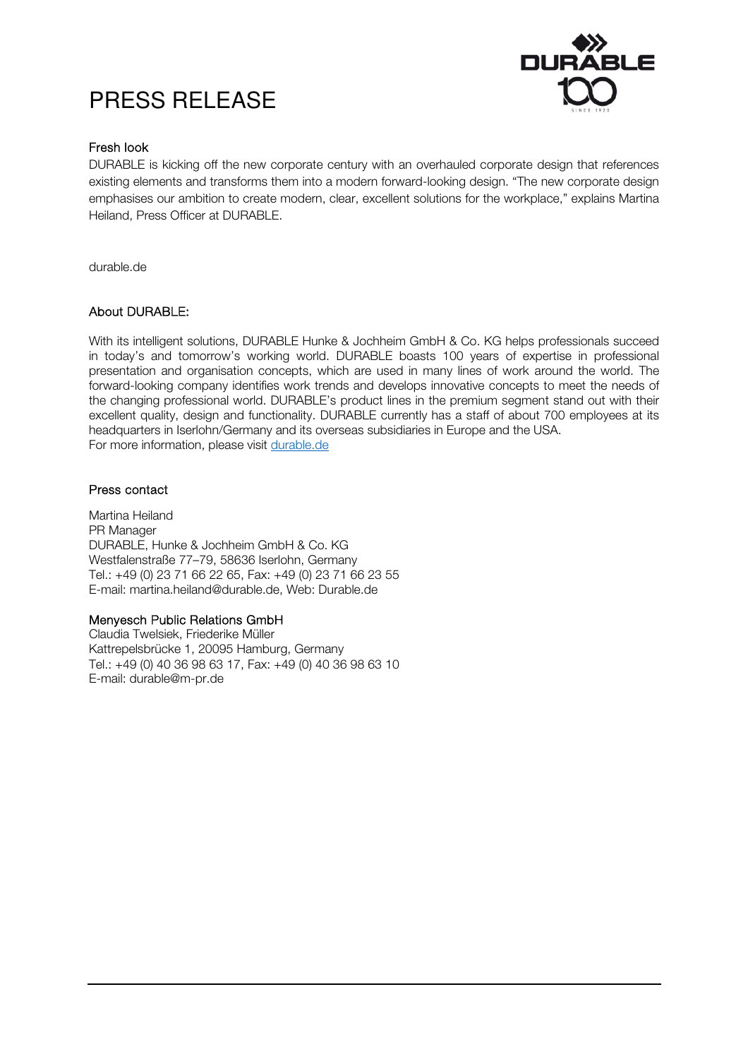# PRESS RELEASE

### Fresh look

DURABLE is kicking off the new corporate century with an overhauled corporate design that references existing elements and transforms them into a modern forward-looking design. "The new corporate design emphasises our ambition to create modern, clear, excellent solutions for the workplace," explains Martina Heiland, Press Officer at DURABLE.

durable.de

### About DURABLE:

With its intelligent solutions, DURABLE Hunke & Jochheim GmbH & Co. KG helps professionals succeed in today's and tomorrow's working world. DURABLE boasts 100 years of expertise in professional presentation and organisation concepts, which are used in many lines of work around the world. The forward-looking company identifies work trends and develops innovative concepts to meet the needs of the changing professional world. DURABLE's product lines in the premium segment stand out with their excellent quality, design and functionality. DURABLE currently has a staff of about 700 employees at its headquarters in Iserlohn/Germany and its overseas subsidiaries in Europe and the USA.
For more information, please visit durable.de

### Press contact

Martina Heiland
PR Manager
DURABLE, Hunke & Jochheim GmbH & Co. KG
Westfalenstraße 77–79, 58636 Iserlohn, Germany
Tel.: +49 (0) 23 71 66 22 65, Fax: +49 (0) 23 71 66 23 55
E-mail: martina.heiland@durable.de, Web: Durable.de

### Menyesch Public Relations GmbH

Claudia Twelsiek, Friederike Müller
Kattrepelsbrücke 1, 20095 Hamburg, Germany
Tel.: +49 (0) 40 36 98 63 17, Fax: +49 (0) 40 36 98 63 10
E-mail: durable@m-pr.de